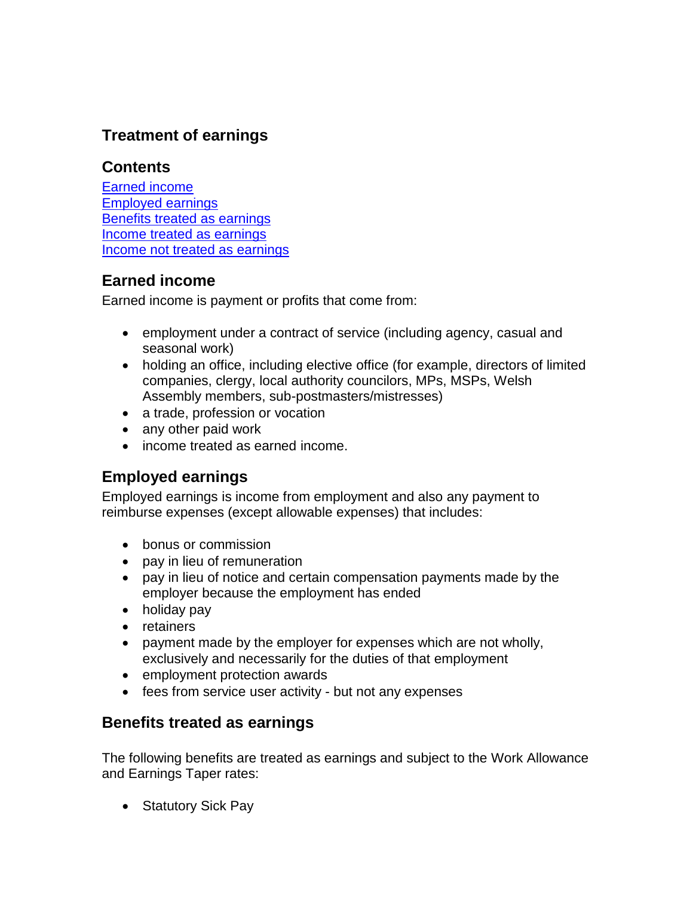# Treatment of earnings

## Contents

[Earned income](#earned-income)
[Employed earnings](#employed-earnings)
[Benefits treated as earnings](#benefits-treated-as-earnings)
[Income treated as earnings](#income-treated-as-earnings)
[Income not treated as earnings](#income-not-treated-as-earnings)

## Earned income

Earned income is payment or profits that come from:

- employment under a contract of service (including agency, casual and seasonal work)
- holding an office, including elective office (for example, directors of limited companies, clergy, local authority councilors, MPs, MSPs, Welsh Assembly members, sub-postmasters/mistresses)
- a trade, profession or vocation
- any other paid work
- income treated as earned income.

## Employed earnings

Employed earnings is income from employment and also any payment to reimburse expenses (except allowable expenses) that includes:

- bonus or commission
- pay in lieu of remuneration
- pay in lieu of notice and certain compensation payments made by the employer because the employment has ended
- holiday pay
- retainers
- payment made by the employer for expenses which are not wholly, exclusively and necessarily for the duties of that employment
- employment protection awards
- fees from service user activity - but not any expenses

## Benefits treated as earnings

The following benefits are treated as earnings and subject to the Work Allowance and Earnings Taper rates:

- Statutory Sick Pay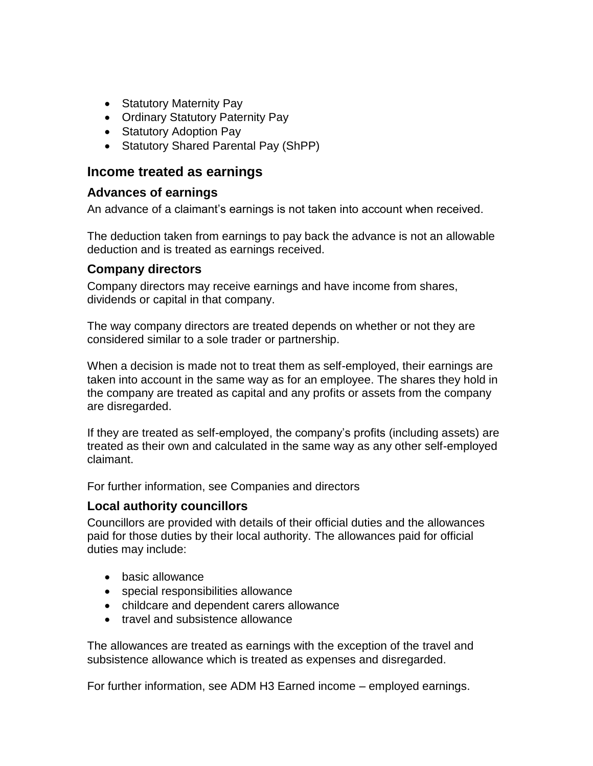- Statutory Maternity Pay
- Ordinary Statutory Paternity Pay
- Statutory Adoption Pay
- Statutory Shared Parental Pay (ShPP)

## Income treated as earnings

### Advances of earnings

An advance of a claimant's earnings is not taken into account when received.

The deduction taken from earnings to pay back the advance is not an allowable deduction and is treated as earnings received.

### Company directors

Company directors may receive earnings and have income from shares, dividends or capital in that company.

The way company directors are treated depends on whether or not they are considered similar to a sole trader or partnership.

When a decision is made not to treat them as self-employed, their earnings are taken into account in the same way as for an employee. The shares they hold in the company are treated as capital and any profits or assets from the company are disregarded.

If they are treated as self-employed, the company's profits (including assets) are treated as their own and calculated in the same way as any other self-employed claimant.

For further information, see Companies and directors

### Local authority councillors

Councillors are provided with details of their official duties and the allowances paid for those duties by their local authority. The allowances paid for official duties may include:

- basic allowance
- special responsibilities allowance
- childcare and dependent carers allowance
- travel and subsistence allowance

The allowances are treated as earnings with the exception of the travel and subsistence allowance which is treated as expenses and disregarded.

For further information, see ADM H3 Earned income – employed earnings.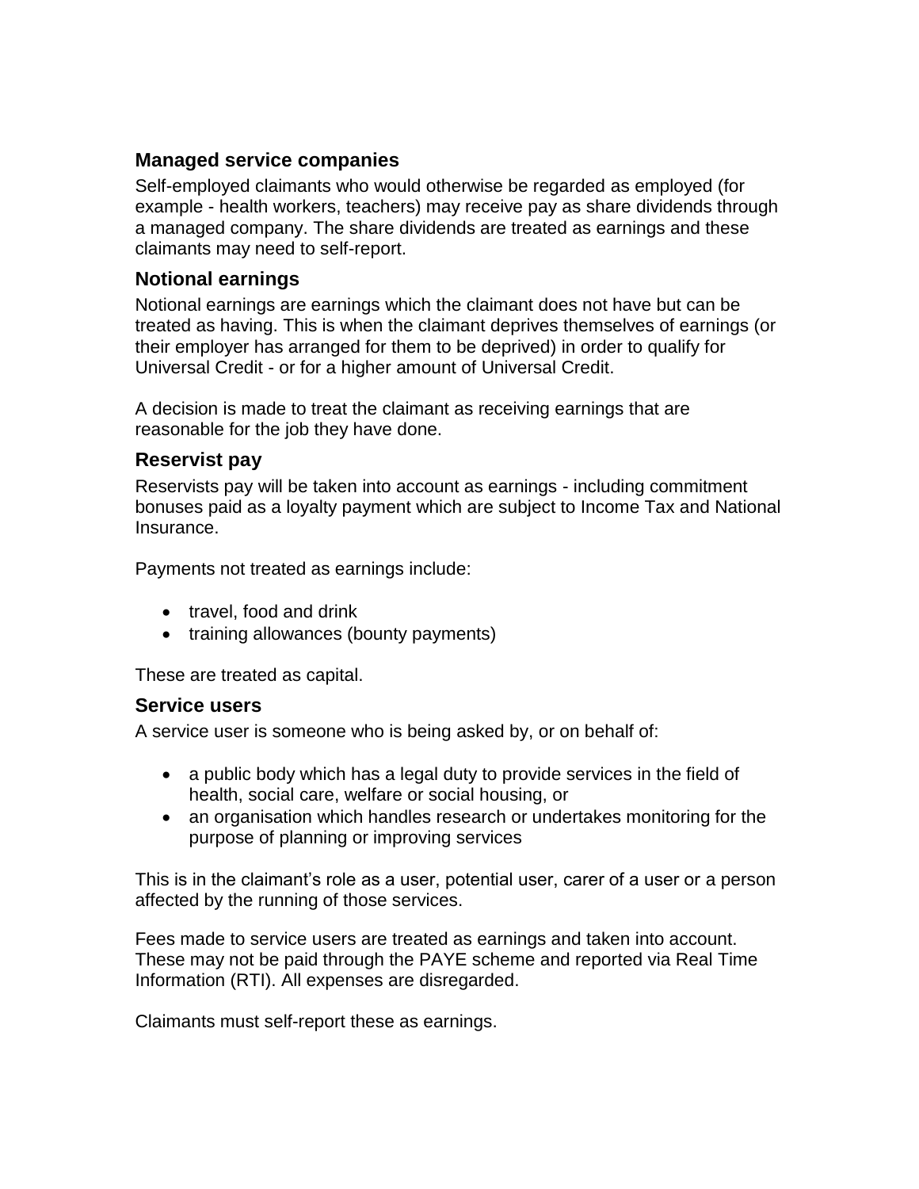## Managed service companies

Self-employed claimants who would otherwise be regarded as employed (for example - health workers, teachers) may receive pay as share dividends through a managed company. The share dividends are treated as earnings and these claimants may need to self-report.

## Notional earnings

Notional earnings are earnings which the claimant does not have but can be treated as having. This is when the claimant deprives themselves of earnings (or their employer has arranged for them to be deprived) in order to qualify for Universal Credit - or for a higher amount of Universal Credit.

A decision is made to treat the claimant as receiving earnings that are reasonable for the job they have done.

## Reservist pay

Reservists pay will be taken into account as earnings - including commitment bonuses paid as a loyalty payment which are subject to Income Tax and National Insurance.

Payments not treated as earnings include:

- travel, food and drink
- training allowances (bounty payments)

These are treated as capital.

## Service users

A service user is someone who is being asked by, or on behalf of:

- a public body which has a legal duty to provide services in the field of health, social care, welfare or social housing, or
- an organisation which handles research or undertakes monitoring for the purpose of planning or improving services

This is in the claimant's role as a user, potential user, carer of a user or a person affected by the running of those services.

Fees made to service users are treated as earnings and taken into account. These may not be paid through the PAYE scheme and reported via Real Time Information (RTI). All expenses are disregarded.

Claimants must self-report these as earnings.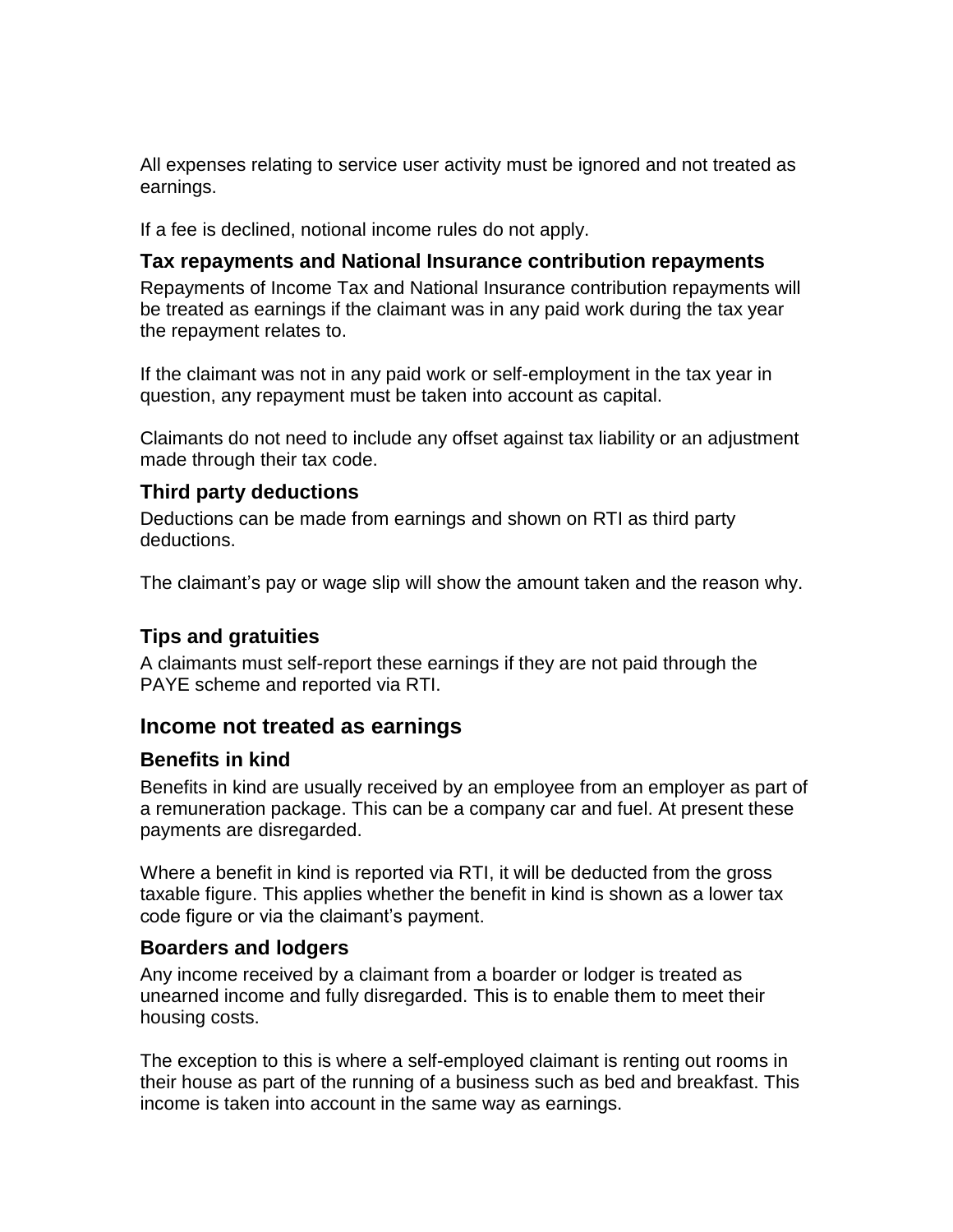All expenses relating to service user activity must be ignored and not treated as earnings.

If a fee is declined, notional income rules do not apply.

### Tax repayments and National Insurance contribution repayments

Repayments of Income Tax and National Insurance contribution repayments will be treated as earnings if the claimant was in any paid work during the tax year the repayment relates to.

If the claimant was not in any paid work or self-employment in the tax year in question, any repayment must be taken into account as capital.

Claimants do not need to include any offset against tax liability or an adjustment made through their tax code.

### Third party deductions

Deductions can be made from earnings and shown on RTI as third party deductions.

The claimant's pay or wage slip will show the amount taken and the reason why.

### Tips and gratuities

A claimants must self-report these earnings if they are not paid through the PAYE scheme and reported via RTI.

## Income not treated as earnings

### Benefits in kind

Benefits in kind are usually received by an employee from an employer as part of a remuneration package. This can be a company car and fuel. At present these payments are disregarded.

Where a benefit in kind is reported via RTI, it will be deducted from the gross taxable figure. This applies whether the benefit in kind is shown as a lower tax code figure or via the claimant's payment.

### Boarders and lodgers

Any income received by a claimant from a boarder or lodger is treated as unearned income and fully disregarded. This is to enable them to meet their housing costs.

The exception to this is where a self-employed claimant is renting out rooms in their house as part of the running of a business such as bed and breakfast. This income is taken into account in the same way as earnings.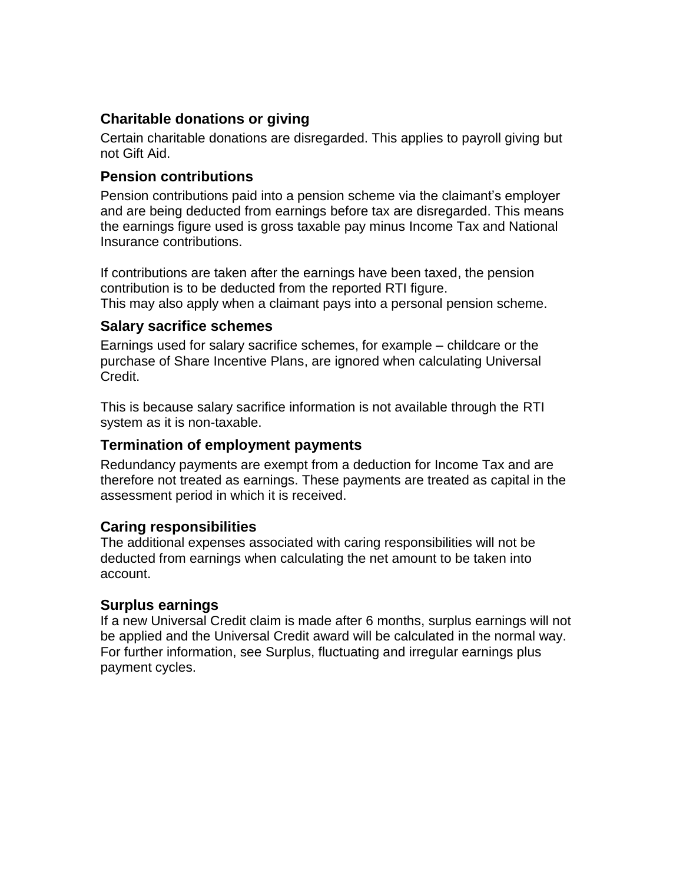### Charitable donations or giving

Certain charitable donations are disregarded. This applies to payroll giving but not Gift Aid.

### Pension contributions

Pension contributions paid into a pension scheme via the claimant's employer and are being deducted from earnings before tax are disregarded. This means the earnings figure used is gross taxable pay minus Income Tax and National Insurance contributions.

If contributions are taken after the earnings have been taxed, the pension contribution is to be deducted from the reported RTI figure.
This may also apply when a claimant pays into a personal pension scheme.

### Salary sacrifice schemes

Earnings used for salary sacrifice schemes, for example – childcare or the purchase of Share Incentive Plans, are ignored when calculating Universal Credit.

This is because salary sacrifice information is not available through the RTI system as it is non-taxable.

### Termination of employment payments

Redundancy payments are exempt from a deduction for Income Tax and are therefore not treated as earnings. These payments are treated as capital in the assessment period in which it is received.

### Caring responsibilities

The additional expenses associated with caring responsibilities will not be deducted from earnings when calculating the net amount to be taken into account.

### Surplus earnings

If a new Universal Credit claim is made after 6 months, surplus earnings will not be applied and the Universal Credit award will be calculated in the normal way. For further information, see Surplus, fluctuating and irregular earnings plus payment cycles.